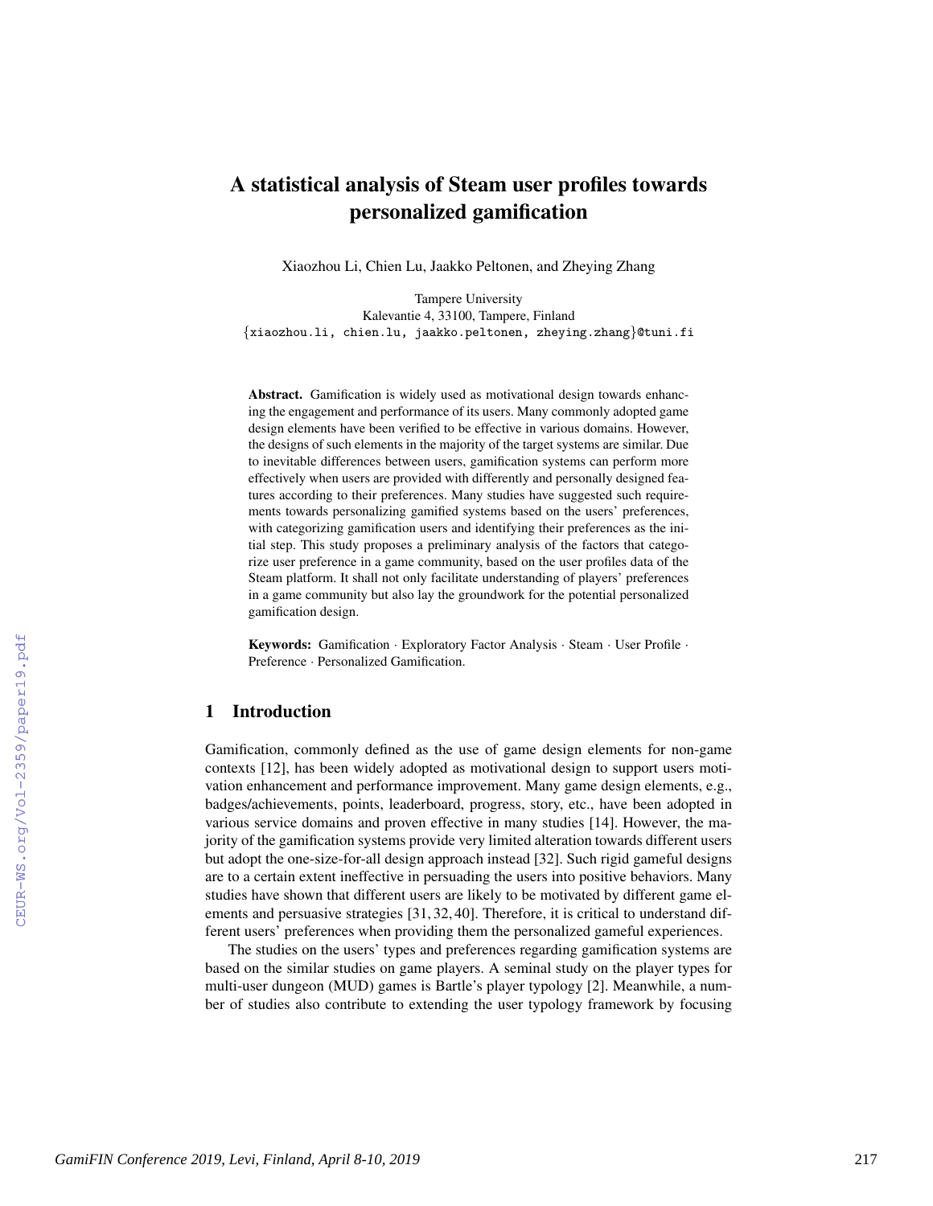# A statistical analysis of Steam user profiles towards personalized gamification

Xiaozhou Li, Chien Lu, Jaakko Peltonen, and Zheying Zhang

Tampere University
Kalevantie 4, 33100, Tampere, Finland
{xiaozhou.li, chien.lu, jaakko.peltonen, zheying.zhang}@tuni.fi

**Abstract.** Gamification is widely used as motivational design towards enhancing the engagement and performance of its users. Many commonly adopted game design elements have been verified to be effective in various domains. However, the designs of such elements in the majority of the target systems are similar. Due to inevitable differences between users, gamification systems can perform more effectively when users are provided with differently and personally designed features according to their preferences. Many studies have suggested such requirements towards personalizing gamified systems based on the users' preferences, with categorizing gamification users and identifying their preferences as the initial step. This study proposes a preliminary analysis of the factors that categorize user preference in a game community, based on the user profiles data of the Steam platform. It shall not only facilitate understanding of players' preferences in a game community but also lay the groundwork for the potential personalized gamification design.

**Keywords:** Gamification · Exploratory Factor Analysis · Steam · User Profile · Preference · Personalized Gamification.

## 1 Introduction

Gamification, commonly defined as the use of game design elements for non-game contexts [12], has been widely adopted as motivational design to support users motivation enhancement and performance improvement. Many game design elements, e.g., badges/achievements, points, leaderboard, progress, story, etc., have been adopted in various service domains and proven effective in many studies [14]. However, the majority of the gamification systems provide very limited alteration towards different users but adopt the one-size-for-all design approach instead [32]. Such rigid gameful designs are to a certain extent ineffective in persuading the users into positive behaviors. Many studies have shown that different users are likely to be motivated by different game elements and persuasive strategies [31, 32, 40]. Therefore, it is critical to understand different users' preferences when providing them the personalized gameful experiences.

The studies on the users' types and preferences regarding gamification systems are based on the similar studies on game players. A seminal study on the player types for multi-user dungeon (MUD) games is Bartle's player typology [2]. Meanwhile, a number of studies also contribute to extending the user typology framework by focusing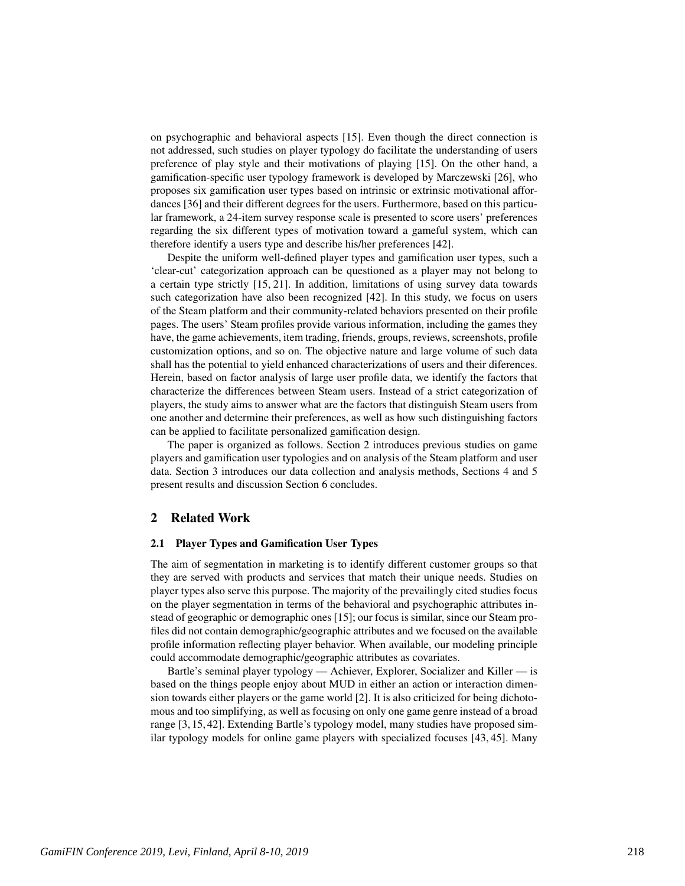on psychographic and behavioral aspects [15]. Even though the direct connection is not addressed, such studies on player typology do facilitate the understanding of users preference of play style and their motivations of playing [15]. On the other hand, a gamification-specific user typology framework is developed by Marczewski [26], who proposes six gamification user types based on intrinsic or extrinsic motivational affordances [36] and their different degrees for the users. Furthermore, based on this particular framework, a 24-item survey response scale is presented to score users' preferences regarding the six different types of motivation toward a gameful system, which can therefore identify a users type and describe his/her preferences [42].

Despite the uniform well-defined player types and gamification user types, such a 'clear-cut' categorization approach can be questioned as a player may not belong to a certain type strictly [15, 21]. In addition, limitations of using survey data towards such categorization have also been recognized [42]. In this study, we focus on users of the Steam platform and their community-related behaviors presented on their profile pages. The users' Steam profiles provide various information, including the games they have, the game achievements, item trading, friends, groups, reviews, screenshots, profile customization options, and so on. The objective nature and large volume of such data shall has the potential to yield enhanced characterizations of users and their diferences. Herein, based on factor analysis of large user profile data, we identify the factors that characterize the differences between Steam users. Instead of a strict categorization of players, the study aims to answer what are the factors that distinguish Steam users from one another and determine their preferences, as well as how such distinguishing factors can be applied to facilitate personalized gamification design.

The paper is organized as follows. Section 2 introduces previous studies on game players and gamification user typologies and on analysis of the Steam platform and user data. Section 3 introduces our data collection and analysis methods, Sections 4 and 5 present results and discussion Section 6 concludes.

## 2 Related Work

### 2.1 Player Types and Gamification User Types

The aim of segmentation in marketing is to identify different customer groups so that they are served with products and services that match their unique needs. Studies on player types also serve this purpose. The majority of the prevailingly cited studies focus on the player segmentation in terms of the behavioral and psychographic attributes instead of geographic or demographic ones [15]; our focus is similar, since our Steam profiles did not contain demographic/geographic attributes and we focused on the available profile information reflecting player behavior. When available, our modeling principle could accommodate demographic/geographic attributes as covariates.

Bartle's seminal player typology — Achiever, Explorer, Socializer and Killer — is based on the things people enjoy about MUD in either an action or interaction dimension towards either players or the game world [2]. It is also criticized for being dichotomous and too simplifying, as well as focusing on only one game genre instead of a broad range [3, 15, 42]. Extending Bartle's typology model, many studies have proposed similar typology models for online game players with specialized focuses [43, 45]. Many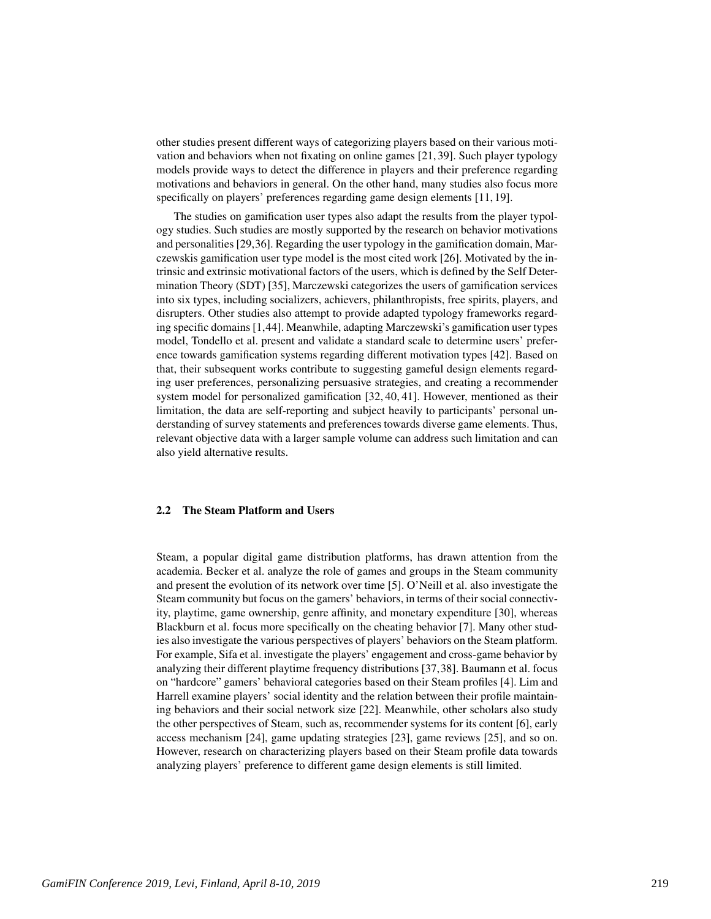other studies present different ways of categorizing players based on their various motivation and behaviors when not fixating on online games [21, 39]. Such player typology models provide ways to detect the difference in players and their preference regarding motivations and behaviors in general. On the other hand, many studies also focus more specifically on players' preferences regarding game design elements [11, 19].

The studies on gamification user types also adapt the results from the player typology studies. Such studies are mostly supported by the research on behavior motivations and personalities [29,36]. Regarding the user typology in the gamification domain, Marczewskis gamification user type model is the most cited work [26]. Motivated by the intrinsic and extrinsic motivational factors of the users, which is defined by the Self Determination Theory (SDT) [35], Marczewski categorizes the users of gamification services into six types, including socializers, achievers, philanthropists, free spirits, players, and disrupters. Other studies also attempt to provide adapted typology frameworks regarding specific domains [1,44]. Meanwhile, adapting Marczewski's gamification user types model, Tondello et al. present and validate a standard scale to determine users' preference towards gamification systems regarding different motivation types [42]. Based on that, their subsequent works contribute to suggesting gameful design elements regarding user preferences, personalizing persuasive strategies, and creating a recommender system model for personalized gamification [32, 40, 41]. However, mentioned as their limitation, the data are self-reporting and subject heavily to participants' personal understanding of survey statements and preferences towards diverse game elements. Thus, relevant objective data with a larger sample volume can address such limitation and can also yield alternative results.

### 2.2 The Steam Platform and Users

Steam, a popular digital game distribution platforms, has drawn attention from the academia. Becker et al. analyze the role of games and groups in the Steam community and present the evolution of its network over time [5]. O'Neill et al. also investigate the Steam community but focus on the gamers' behaviors, in terms of their social connectivity, playtime, game ownership, genre affinity, and monetary expenditure [30], whereas Blackburn et al. focus more specifically on the cheating behavior [7]. Many other studies also investigate the various perspectives of players' behaviors on the Steam platform. For example, Sifa et al. investigate the players' engagement and cross-game behavior by analyzing their different playtime frequency distributions [37,38]. Baumann et al. focus on "hardcore" gamers' behavioral categories based on their Steam profiles [4]. Lim and Harrell examine players' social identity and the relation between their profile maintaining behaviors and their social network size [22]. Meanwhile, other scholars also study the other perspectives of Steam, such as, recommender systems for its content [6], early access mechanism [24], game updating strategies [23], game reviews [25], and so on. However, research on characterizing players based on their Steam profile data towards analyzing players' preference to different game design elements is still limited.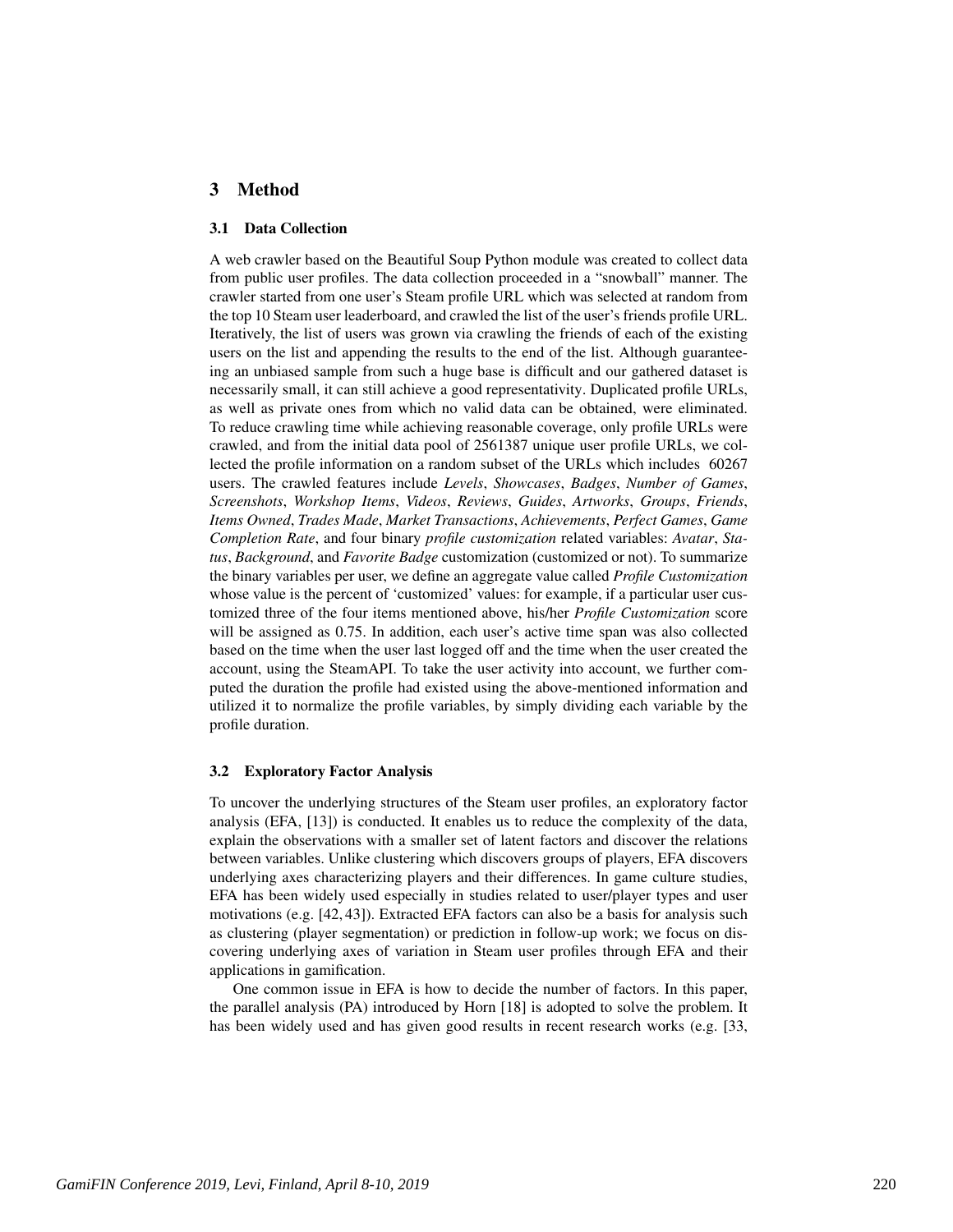## 3 Method

### 3.1 Data Collection

A web crawler based on the Beautiful Soup Python module was created to collect data from public user profiles. The data collection proceeded in a "snowball" manner. The crawler started from one user's Steam profile URL which was selected at random from the top 10 Steam user leaderboard, and crawled the list of the user's friends profile URL. Iteratively, the list of users was grown via crawling the friends of each of the existing users on the list and appending the results to the end of the list. Although guaranteeing an unbiased sample from such a huge base is difficult and our gathered dataset is necessarily small, it can still achieve a good representativity. Duplicated profile URLs, as well as private ones from which no valid data can be obtained, were eliminated. To reduce crawling time while achieving reasonable coverage, only profile URLs were crawled, and from the initial data pool of 2561387 unique user profile URLs, we collected the profile information on a random subset of the URLs which includes 60267 users. The crawled features include *Levels*, *Showcases*, *Badges*, *Number of Games*, *Screenshots*, *Workshop Items*, *Videos*, *Reviews*, *Guides*, *Artworks*, *Groups*, *Friends*, *Items Owned*, *Trades Made*, *Market Transactions*, *Achievements*, *Perfect Games*, *Game Completion Rate*, and four binary *profile customization* related variables: *Avatar*, *Status*, *Background*, and *Favorite Badge* customization (customized or not). To summarize the binary variables per user, we define an aggregate value called *Profile Customization* whose value is the percent of 'customized' values: for example, if a particular user customized three of the four items mentioned above, his/her *Profile Customization* score will be assigned as 0.75. In addition, each user's active time span was also collected based on the time when the user last logged off and the time when the user created the account, using the SteamAPI. To take the user activity into account, we further computed the duration the profile had existed using the above-mentioned information and utilized it to normalize the profile variables, by simply dividing each variable by the profile duration.

### 3.2 Exploratory Factor Analysis

To uncover the underlying structures of the Steam user profiles, an exploratory factor analysis (EFA, [13]) is conducted. It enables us to reduce the complexity of the data, explain the observations with a smaller set of latent factors and discover the relations between variables. Unlike clustering which discovers groups of players, EFA discovers underlying axes characterizing players and their differences. In game culture studies, EFA has been widely used especially in studies related to user/player types and user motivations (e.g. [42, 43]). Extracted EFA factors can also be a basis for analysis such as clustering (player segmentation) or prediction in follow-up work; we focus on discovering underlying axes of variation in Steam user profiles through EFA and their applications in gamification.

One common issue in EFA is how to decide the number of factors. In this paper, the parallel analysis (PA) introduced by Horn [18] is adopted to solve the problem. It has been widely used and has given good results in recent research works (e.g. [33,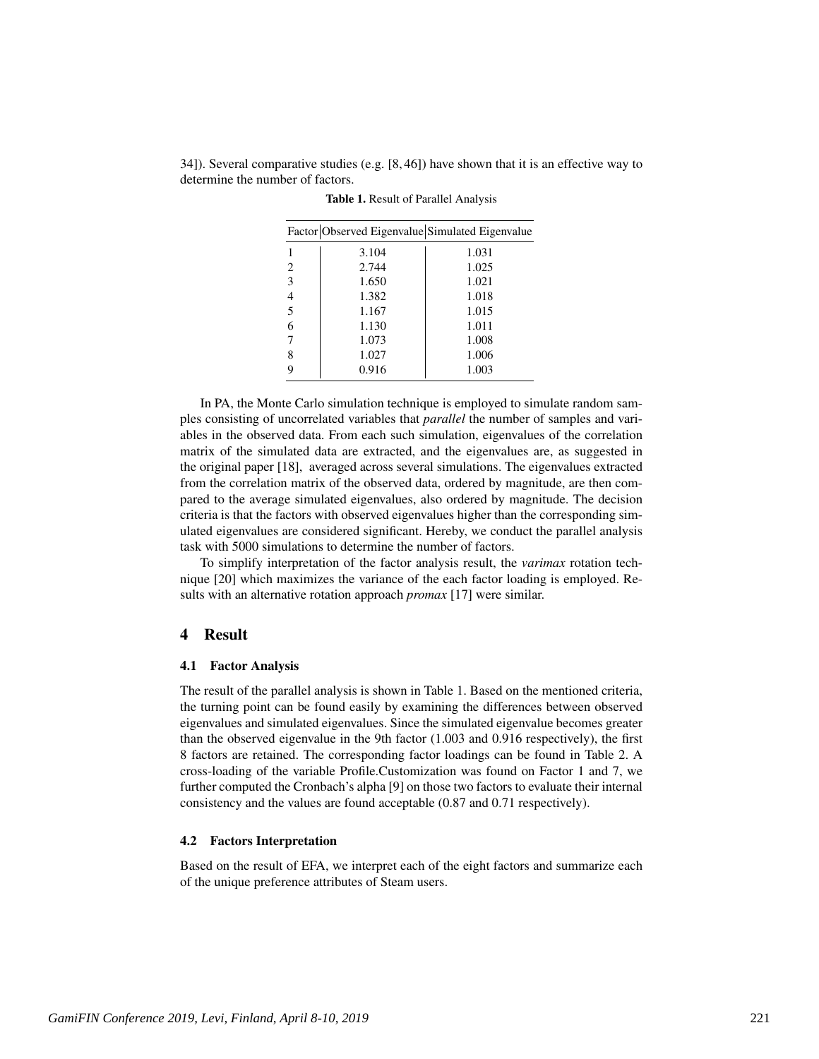34]). Several comparative studies (e.g. [8, 46]) have shown that it is an effective way to determine the number of factors.

**Table 1.** Result of Parallel Analysis

| Factor | Observed Eigenvalue | Simulated Eigenvalue |
|---|---|---|
| 1 | 3.104 | 1.031 |
| 2 | 2.744 | 1.025 |
| 3 | 1.650 | 1.021 |
| 4 | 1.382 | 1.018 |
| 5 | 1.167 | 1.015 |
| 6 | 1.130 | 1.011 |
| 7 | 1.073 | 1.008 |
| 8 | 1.027 | 1.006 |
| 9 | 0.916 | 1.003 |

In PA, the Monte Carlo simulation technique is employed to simulate random samples consisting of uncorrelated variables that *parallel* the number of samples and variables in the observed data. From each such simulation, eigenvalues of the correlation matrix of the simulated data are extracted, and the eigenvalues are, as suggested in the original paper [18], averaged across several simulations. The eigenvalues extracted from the correlation matrix of the observed data, ordered by magnitude, are then compared to the average simulated eigenvalues, also ordered by magnitude. The decision criteria is that the factors with observed eigenvalues higher than the corresponding simulated eigenvalues are considered significant. Hereby, we conduct the parallel analysis task with 5000 simulations to determine the number of factors.

To simplify interpretation of the factor analysis result, the *varimax* rotation technique [20] which maximizes the variance of the each factor loading is employed. Results with an alternative rotation approach *promax* [17] were similar.

# 4 Result

## 4.1 Factor Analysis

The result of the parallel analysis is shown in Table 1. Based on the mentioned criteria, the turning point can be found easily by examining the differences between observed eigenvalues and simulated eigenvalues. Since the simulated eigenvalue becomes greater than the observed eigenvalue in the 9th factor (1.003 and 0.916 respectively), the first 8 factors are retained. The corresponding factor loadings can be found in Table 2. A cross-loading of the variable Profile.Customization was found on Factor 1 and 7, we further computed the Cronbach's alpha [9] on those two factors to evaluate their internal consistency and the values are found acceptable (0.87 and 0.71 respectively).

## 4.2 Factors Interpretation

Based on the result of EFA, we interpret each of the eight factors and summarize each of the unique preference attributes of Steam users.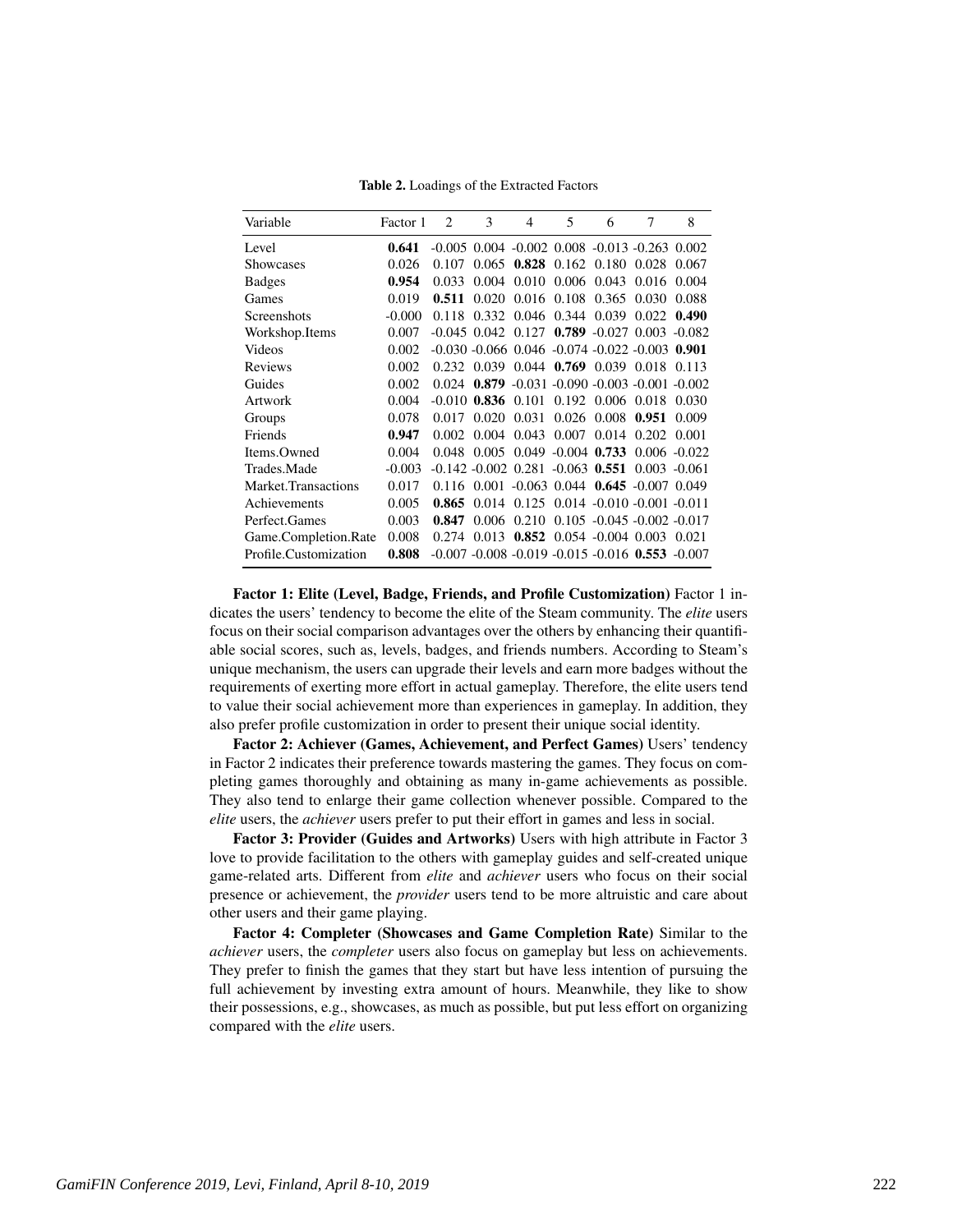**Table 2.** Loadings of the Extracted Factors

| Variable | Factor 1 | 2 | 3 | 4 | 5 | 6 | 7 | 8 |
|---|---|---|---|---|---|---|---|---|
| Level | **0.641** | -0.005 | 0.004 | -0.002 | 0.008 | -0.013 | -0.263 | 0.002 |
| Showcases | 0.026 | 0.107 | 0.065 | **0.828** | 0.162 | 0.180 | 0.028 | 0.067 |
| Badges | **0.954** | 0.033 | 0.004 | 0.010 | 0.006 | 0.043 | 0.016 | 0.004 |
| Games | 0.019 | **0.511** | 0.020 | 0.016 | 0.108 | 0.365 | 0.030 | 0.088 |
| Screenshots | -0.000 | 0.118 | 0.332 | 0.046 | 0.344 | 0.039 | 0.022 | **0.490** |
| Workshop.Items | 0.007 | -0.045 | 0.042 | 0.127 | **0.789** | -0.027 | 0.003 | -0.082 |
| Videos | 0.002 | -0.030 | -0.066 | 0.046 | -0.074 | -0.022 | -0.003 | **0.901** |
| Reviews | 0.002 | 0.232 | 0.039 | 0.044 | **0.769** | 0.039 | 0.018 | 0.113 |
| Guides | 0.002 | 0.024 | **0.879** | -0.031 | -0.090 | -0.003 | -0.001 | -0.002 |
| Artwork | 0.004 | -0.010 | **0.836** | 0.101 | 0.192 | 0.006 | 0.018 | 0.030 |
| Groups | 0.078 | 0.017 | 0.020 | 0.031 | 0.026 | 0.008 | **0.951** | 0.009 |
| Friends | **0.947** | 0.002 | 0.004 | 0.043 | 0.007 | 0.014 | 0.202 | 0.001 |
| Items.Owned | 0.004 | 0.048 | 0.005 | 0.049 | -0.004 | **0.733** | 0.006 | -0.022 |
| Trades.Made | -0.003 | -0.142 | -0.002 | 0.281 | -0.063 | **0.551** | 0.003 | -0.061 |
| Market.Transactions | 0.017 | 0.116 | 0.001 | -0.063 | 0.044 | **0.645** | -0.007 | 0.049 |
| Achievements | 0.005 | **0.865** | 0.014 | 0.125 | 0.014 | -0.010 | -0.001 | -0.011 |
| Perfect.Games | 0.003 | **0.847** | 0.006 | 0.210 | 0.105 | -0.045 | -0.002 | -0.017 |
| Game.Completion.Rate | 0.008 | 0.274 | 0.013 | **0.852** | 0.054 | -0.004 | 0.003 | 0.021 |
| Profile.Customization | **0.808** | -0.007 | -0.008 | -0.019 | -0.015 | -0.016 | **0.553** | -0.007 |

**Factor 1: Elite (Level, Badge, Friends, and Profile Customization)** Factor 1 indicates the users' tendency to become the elite of the Steam community. The *elite* users focus on their social comparison advantages over the others by enhancing their quantifiable social scores, such as, levels, badges, and friends numbers. According to Steam's unique mechanism, the users can upgrade their levels and earn more badges without the requirements of exerting more effort in actual gameplay. Therefore, the elite users tend to value their social achievement more than experiences in gameplay. In addition, they also prefer profile customization in order to present their unique social identity.

**Factor 2: Achiever (Games, Achievement, and Perfect Games)** Users' tendency in Factor 2 indicates their preference towards mastering the games. They focus on completing games thoroughly and obtaining as many in-game achievements as possible. They also tend to enlarge their game collection whenever possible. Compared to the *elite* users, the *achiever* users prefer to put their effort in games and less in social.

**Factor 3: Provider (Guides and Artworks)** Users with high attribute in Factor 3 love to provide facilitation to the others with gameplay guides and self-created unique game-related arts. Different from *elite* and *achiever* users who focus on their social presence or achievement, the *provider* users tend to be more altruistic and care about other users and their game playing.

**Factor 4: Completer (Showcases and Game Completion Rate)** Similar to the *achiever* users, the *completer* users also focus on gameplay but less on achievements. They prefer to finish the games that they start but have less intention of pursuing the full achievement by investing extra amount of hours. Meanwhile, they like to show their possessions, e.g., showcases, as much as possible, but put less effort on organizing compared with the *elite* users.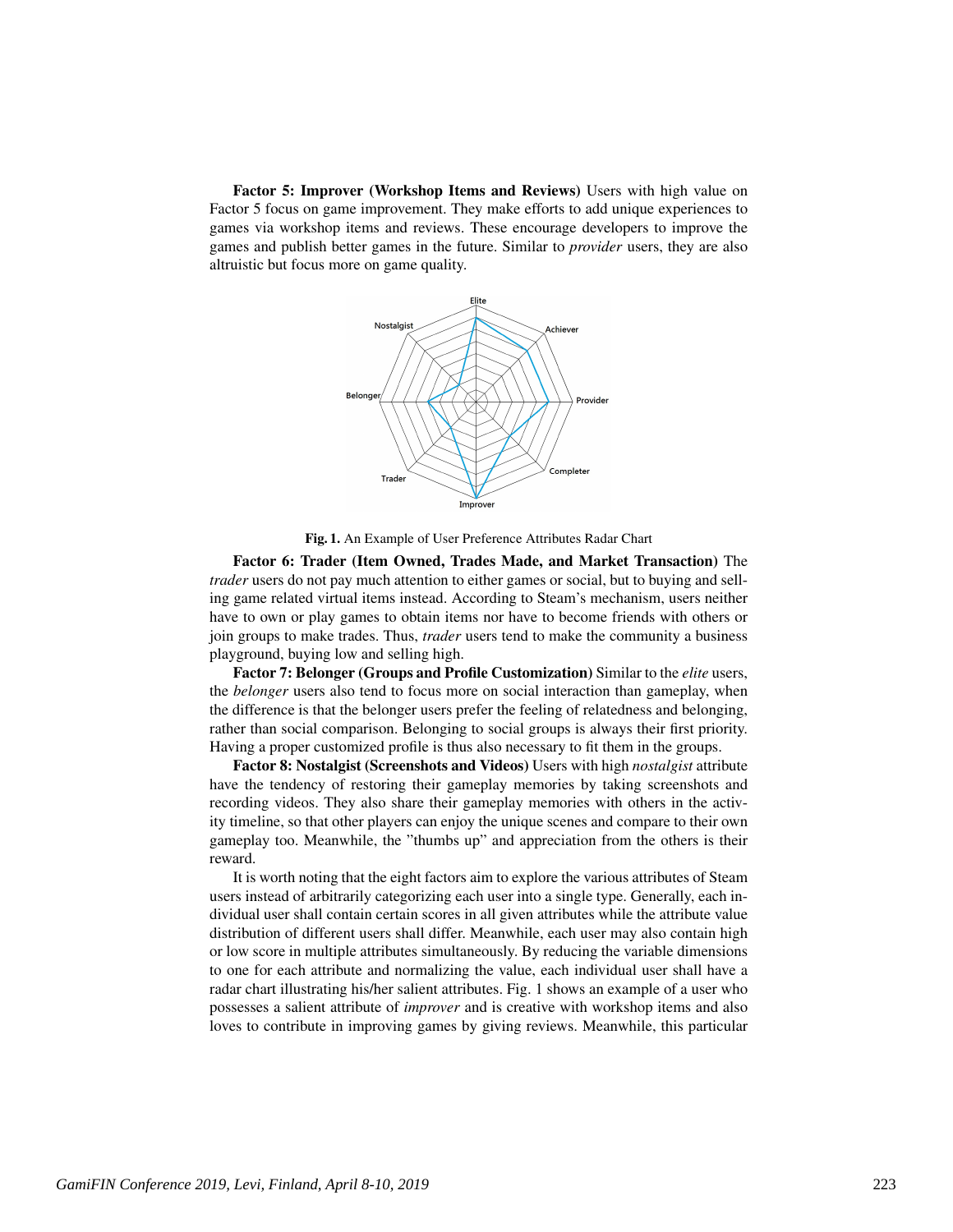**Factor 5: Improver (Workshop Items and Reviews)** Users with high value on Factor 5 focus on game improvement. They make efforts to add unique experiences to games via workshop items and reviews. These encourage developers to improve the games and publish better games in the future. Similar to *provider* users, they are also altruistic but focus more on game quality.

**Fig. 1.** An Example of User Preference Attributes Radar Chart

**Factor 6: Trader (Item Owned, Trades Made, and Market Transaction)** The *trader* users do not pay much attention to either games or social, but to buying and selling game related virtual items instead. According to Steam's mechanism, users neither have to own or play games to obtain items nor have to become friends with others or join groups to make trades. Thus, *trader* users tend to make the community a business playground, buying low and selling high.

**Factor 7: Belonger (Groups and Profile Customization)** Similar to the *elite* users, the *belonger* users also tend to focus more on social interaction than gameplay, when the difference is that the belonger users prefer the feeling of relatedness and belonging, rather than social comparison. Belonging to social groups is always their first priority. Having a proper customized profile is thus also necessary to fit them in the groups.

**Factor 8: Nostalgist (Screenshots and Videos)** Users with high *nostalgist* attribute have the tendency of restoring their gameplay memories by taking screenshots and recording videos. They also share their gameplay memories with others in the activity timeline, so that other players can enjoy the unique scenes and compare to their own gameplay too. Meanwhile, the "thumbs up" and appreciation from the others is their reward.

It is worth noting that the eight factors aim to explore the various attributes of Steam users instead of arbitrarily categorizing each user into a single type. Generally, each individual user shall contain certain scores in all given attributes while the attribute value distribution of different users shall differ. Meanwhile, each user may also contain high or low score in multiple attributes simultaneously. By reducing the variable dimensions to one for each attribute and normalizing the value, each individual user shall have a radar chart illustrating his/her salient attributes. Fig. 1 shows an example of a user who possesses a salient attribute of *improver* and is creative with workshop items and also loves to contribute in improving games by giving reviews. Meanwhile, this particular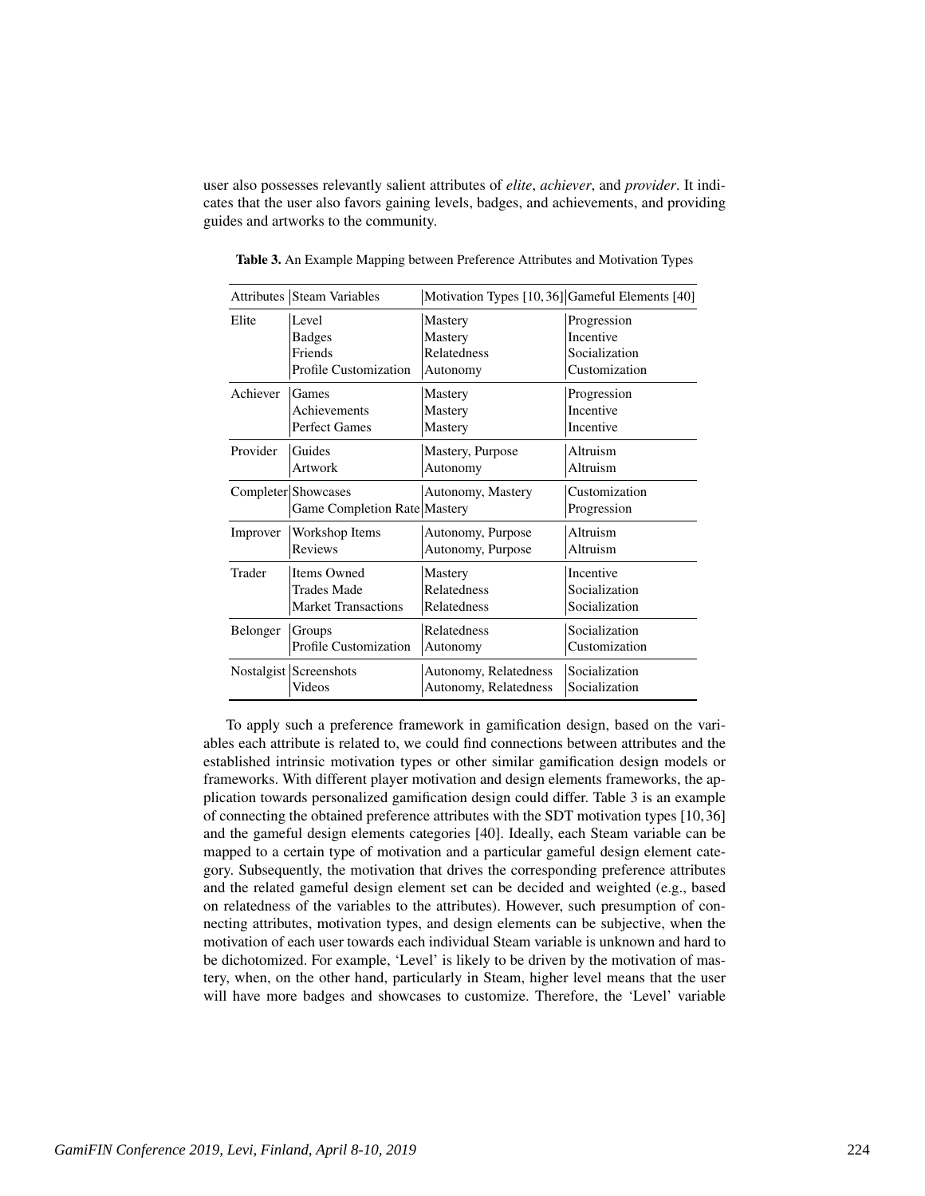user also possesses relevantly salient attributes of *elite*, *achiever*, and *provider*. It indicates that the user also favors gaining levels, badges, and achievements, and providing guides and artworks to the community.

**Table 3.** An Example Mapping between Preference Attributes and Motivation Types

| Attributes | Steam Variables | Motivation Types [10, 36] | Gameful Elements [40] |
|---|---|---|---|
| Elite | Level | Mastery | Progression |
| | Badges | Mastery | Incentive |
| | Friends | Relatedness | Socialization |
| | Profile Customization | Autonomy | Customization |
| Achiever | Games | Mastery | Progression |
| | Achievements | Mastery | Incentive |
| | Perfect Games | Mastery | Incentive |
| Provider | Guides | Mastery, Purpose | Altruism |
| | Artwork | Autonomy | Altruism |
| Completer | Showcases | Autonomy, Mastery | Customization |
| | Game Completion Rate | Mastery | Progression |
| Improver | Workshop Items | Autonomy, Purpose | Altruism |
| | Reviews | Autonomy, Purpose | Altruism |
| Trader | Items Owned | Mastery | Incentive |
| | Trades Made | Relatedness | Socialization |
| | Market Transactions | Relatedness | Socialization |
| Belonger | Groups | Relatedness | Socialization |
| | Profile Customization | Autonomy | Customization |
| Nostalgist | Screenshots | Autonomy, Relatedness | Socialization |
| | Videos | Autonomy, Relatedness | Socialization |

To apply such a preference framework in gamification design, based on the variables each attribute is related to, we could find connections between attributes and the established intrinsic motivation types or other similar gamification design models or frameworks. With different player motivation and design elements frameworks, the application towards personalized gamification design could differ. Table 3 is an example of connecting the obtained preference attributes with the SDT motivation types [10, 36] and the gameful design elements categories [40]. Ideally, each Steam variable can be mapped to a certain type of motivation and a particular gameful design element category. Subsequently, the motivation that drives the corresponding preference attributes and the related gameful design element set can be decided and weighted (e.g., based on relatedness of the variables to the attributes). However, such presumption of connecting attributes, motivation types, and design elements can be subjective, when the motivation of each user towards each individual Steam variable is unknown and hard to be dichotomized. For example, 'Level' is likely to be driven by the motivation of mastery, when, on the other hand, particularly in Steam, higher level means that the user will have more badges and showcases to customize. Therefore, the 'Level' variable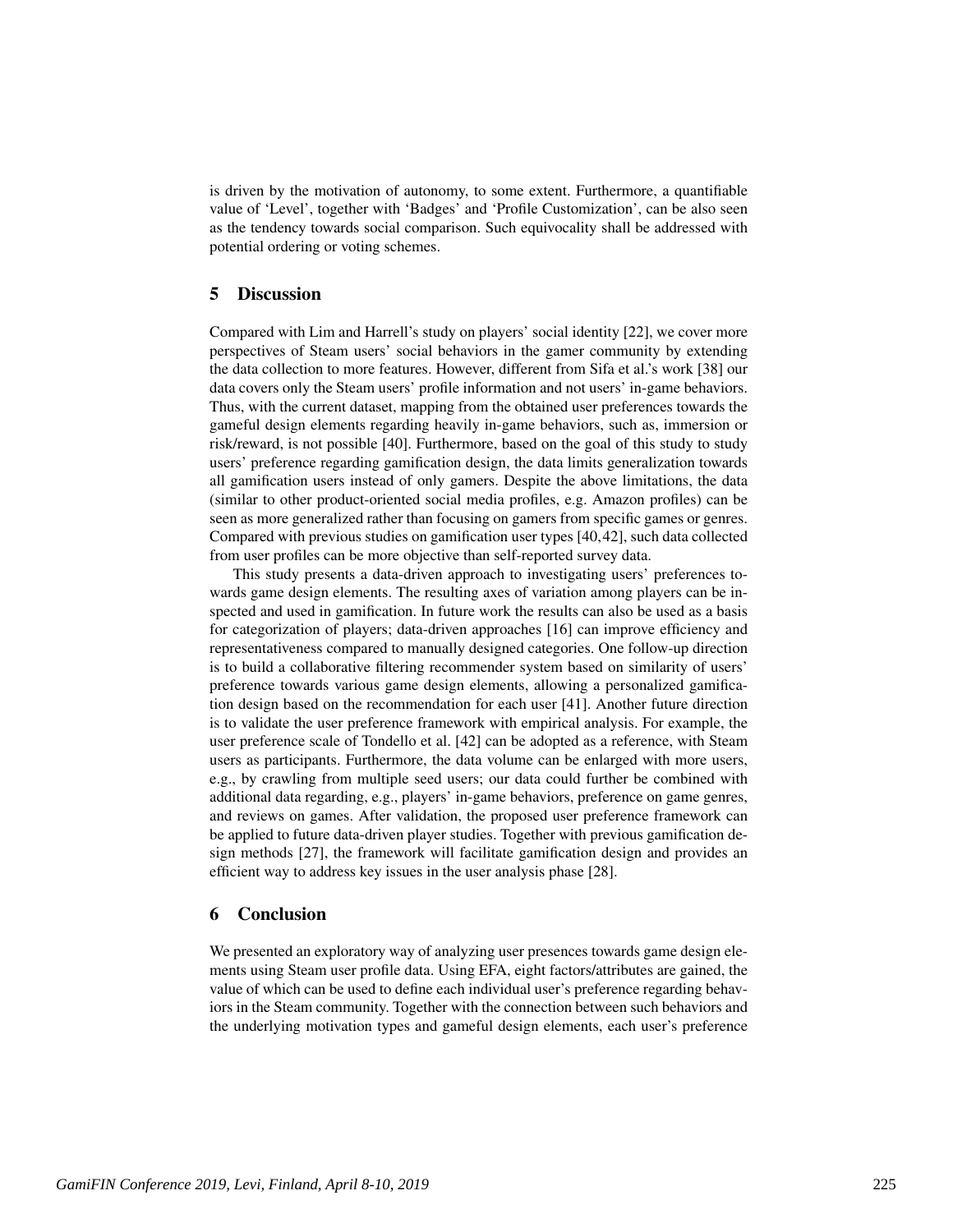is driven by the motivation of autonomy, to some extent. Furthermore, a quantifiable value of 'Level', together with 'Badges' and 'Profile Customization', can be also seen as the tendency towards social comparison. Such equivocality shall be addressed with potential ordering or voting schemes.

## 5 Discussion

Compared with Lim and Harrell's study on players' social identity [22], we cover more perspectives of Steam users' social behaviors in the gamer community by extending the data collection to more features. However, different from Sifa et al.'s work [38] our data covers only the Steam users' profile information and not users' in-game behaviors. Thus, with the current dataset, mapping from the obtained user preferences towards the gameful design elements regarding heavily in-game behaviors, such as, immersion or risk/reward, is not possible [40]. Furthermore, based on the goal of this study to study users' preference regarding gamification design, the data limits generalization towards all gamification users instead of only gamers. Despite the above limitations, the data (similar to other product-oriented social media profiles, e.g. Amazon profiles) can be seen as more generalized rather than focusing on gamers from specific games or genres. Compared with previous studies on gamification user types [40,42], such data collected from user profiles can be more objective than self-reported survey data.

This study presents a data-driven approach to investigating users' preferences towards game design elements. The resulting axes of variation among players can be inspected and used in gamification. In future work the results can also be used as a basis for categorization of players; data-driven approaches [16] can improve efficiency and representativeness compared to manually designed categories. One follow-up direction is to build a collaborative filtering recommender system based on similarity of users' preference towards various game design elements, allowing a personalized gamification design based on the recommendation for each user [41]. Another future direction is to validate the user preference framework with empirical analysis. For example, the user preference scale of Tondello et al. [42] can be adopted as a reference, with Steam users as participants. Furthermore, the data volume can be enlarged with more users, e.g., by crawling from multiple seed users; our data could further be combined with additional data regarding, e.g., players' in-game behaviors, preference on game genres, and reviews on games. After validation, the proposed user preference framework can be applied to future data-driven player studies. Together with previous gamification design methods [27], the framework will facilitate gamification design and provides an efficient way to address key issues in the user analysis phase [28].

## 6 Conclusion

We presented an exploratory way of analyzing user presences towards game design elements using Steam user profile data. Using EFA, eight factors/attributes are gained, the value of which can be used to define each individual user's preference regarding behaviors in the Steam community. Together with the connection between such behaviors and the underlying motivation types and gameful design elements, each user's preference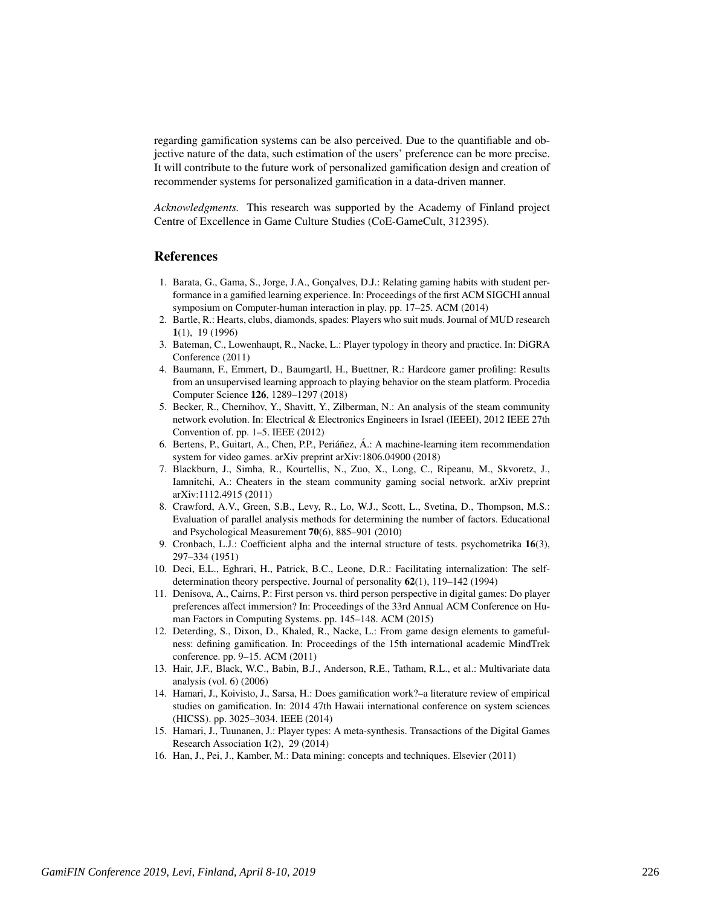regarding gamification systems can be also perceived. Due to the quantifiable and objective nature of the data, such estimation of the users' preference can be more precise. It will contribute to the future work of personalized gamification design and creation of recommender systems for personalized gamification in a data-driven manner.

*Acknowledgments.* This research was supported by the Academy of Finland project Centre of Excellence in Game Culture Studies (CoE-GameCult, 312395).

## References

1. Barata, G., Gama, S., Jorge, J.A., Gonçalves, D.J.: Relating gaming habits with student performance in a gamified learning experience. In: Proceedings of the first ACM SIGCHI annual symposium on Computer-human interaction in play. pp. 17–25. ACM (2014)
2. Bartle, R.: Hearts, clubs, diamonds, spades: Players who suit muds. Journal of MUD research **1**(1), 19 (1996)
3. Bateman, C., Lowenhaupt, R., Nacke, L.: Player typology in theory and practice. In: DiGRA Conference (2011)
4. Baumann, F., Emmert, D., Baumgartl, H., Buettner, R.: Hardcore gamer profiling: Results from an unsupervised learning approach to playing behavior on the steam platform. Procedia Computer Science **126**, 1289–1297 (2018)
5. Becker, R., Chernihov, Y., Shavitt, Y., Zilberman, N.: An analysis of the steam community network evolution. In: Electrical & Electronics Engineers in Israel (IEEEI), 2012 IEEE 27th Convention of. pp. 1–5. IEEE (2012)
6. Bertens, P., Guitart, A., Chen, P.P., Periáñez, Á.: A machine-learning item recommendation system for video games. arXiv preprint arXiv:1806.04900 (2018)
7. Blackburn, J., Simha, R., Kourtellis, N., Zuo, X., Long, C., Ripeanu, M., Skvoretz, J., Iamnitchi, A.: Cheaters in the steam community gaming social network. arXiv preprint arXiv:1112.4915 (2011)
8. Crawford, A.V., Green, S.B., Levy, R., Lo, W.J., Scott, L., Svetina, D., Thompson, M.S.: Evaluation of parallel analysis methods for determining the number of factors. Educational and Psychological Measurement **70**(6), 885–901 (2010)
9. Cronbach, L.J.: Coefficient alpha and the internal structure of tests. psychometrika **16**(3), 297–334 (1951)
10. Deci, E.L., Eghrari, H., Patrick, B.C., Leone, D.R.: Facilitating internalization: The self-determination theory perspective. Journal of personality **62**(1), 119–142 (1994)
11. Denisova, A., Cairns, P.: First person vs. third person perspective in digital games: Do player preferences affect immersion? In: Proceedings of the 33rd Annual ACM Conference on Human Factors in Computing Systems. pp. 145–148. ACM (2015)
12. Deterding, S., Dixon, D., Khaled, R., Nacke, L.: From game design elements to gamefulness: defining gamification. In: Proceedings of the 15th international academic MindTrek conference. pp. 9–15. ACM (2011)
13. Hair, J.F., Black, W.C., Babin, B.J., Anderson, R.E., Tatham, R.L., et al.: Multivariate data analysis (vol. 6) (2006)
14. Hamari, J., Koivisto, J., Sarsa, H.: Does gamification work?–a literature review of empirical studies on gamification. In: 2014 47th Hawaii international conference on system sciences (HICSS). pp. 3025–3034. IEEE (2014)
15. Hamari, J., Tuunanen, J.: Player types: A meta-synthesis. Transactions of the Digital Games Research Association **1**(2), 29 (2014)
16. Han, J., Pei, J., Kamber, M.: Data mining: concepts and techniques. Elsevier (2011)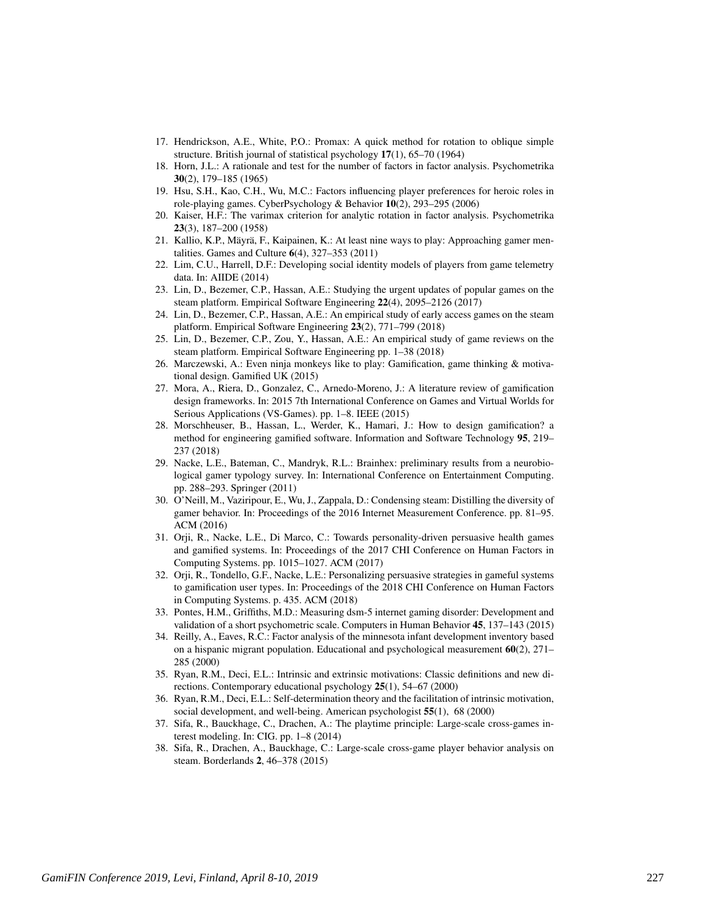17. Hendrickson, A.E., White, P.O.: Promax: A quick method for rotation to oblique simple structure. British journal of statistical psychology **17**(1), 65–70 (1964)
18. Horn, J.L.: A rationale and test for the number of factors in factor analysis. Psychometrika **30**(2), 179–185 (1965)
19. Hsu, S.H., Kao, C.H., Wu, M.C.: Factors influencing player preferences for heroic roles in role-playing games. CyberPsychology & Behavior **10**(2), 293–295 (2006)
20. Kaiser, H.F.: The varimax criterion for analytic rotation in factor analysis. Psychometrika **23**(3), 187–200 (1958)
21. Kallio, K.P., Mäyrä, F., Kaipainen, K.: At least nine ways to play: Approaching gamer mentalities. Games and Culture **6**(4), 327–353 (2011)
22. Lim, C.U., Harrell, D.F.: Developing social identity models of players from game telemetry data. In: AIIDE (2014)
23. Lin, D., Bezemer, C.P., Hassan, A.E.: Studying the urgent updates of popular games on the steam platform. Empirical Software Engineering **22**(4), 2095–2126 (2017)
24. Lin, D., Bezemer, C.P., Hassan, A.E.: An empirical study of early access games on the steam platform. Empirical Software Engineering **23**(2), 771–799 (2018)
25. Lin, D., Bezemer, C.P., Zou, Y., Hassan, A.E.: An empirical study of game reviews on the steam platform. Empirical Software Engineering pp. 1–38 (2018)
26. Marczewski, A.: Even ninja monkeys like to play: Gamification, game thinking & motivational design. Gamified UK (2015)
27. Mora, A., Riera, D., Gonzalez, C., Arnedo-Moreno, J.: A literature review of gamification design frameworks. In: 2015 7th International Conference on Games and Virtual Worlds for Serious Applications (VS-Games). pp. 1–8. IEEE (2015)
28. Morschheuser, B., Hassan, L., Werder, K., Hamari, J.: How to design gamification? a method for engineering gamified software. Information and Software Technology **95**, 219–237 (2018)
29. Nacke, L.E., Bateman, C., Mandryk, R.L.: Brainhex: preliminary results from a neurobiological gamer typology survey. In: International Conference on Entertainment Computing. pp. 288–293. Springer (2011)
30. O'Neill, M., Vaziripour, E., Wu, J., Zappala, D.: Condensing steam: Distilling the diversity of gamer behavior. In: Proceedings of the 2016 Internet Measurement Conference. pp. 81–95. ACM (2016)
31. Orji, R., Nacke, L.E., Di Marco, C.: Towards personality-driven persuasive health games and gamified systems. In: Proceedings of the 2017 CHI Conference on Human Factors in Computing Systems. pp. 1015–1027. ACM (2017)
32. Orji, R., Tondello, G.F., Nacke, L.E.: Personalizing persuasive strategies in gameful systems to gamification user types. In: Proceedings of the 2018 CHI Conference on Human Factors in Computing Systems. p. 435. ACM (2018)
33. Pontes, H.M., Griffiths, M.D.: Measuring dsm-5 internet gaming disorder: Development and validation of a short psychometric scale. Computers in Human Behavior **45**, 137–143 (2015)
34. Reilly, A., Eaves, R.C.: Factor analysis of the minnesota infant development inventory based on a hispanic migrant population. Educational and psychological measurement **60**(2), 271–285 (2000)
35. Ryan, R.M., Deci, E.L.: Intrinsic and extrinsic motivations: Classic definitions and new directions. Contemporary educational psychology **25**(1), 54–67 (2000)
36. Ryan, R.M., Deci, E.L.: Self-determination theory and the facilitation of intrinsic motivation, social development, and well-being. American psychologist **55**(1), 68 (2000)
37. Sifa, R., Bauckhage, C., Drachen, A.: The playtime principle: Large-scale cross-games interest modeling. In: CIG. pp. 1–8 (2014)
38. Sifa, R., Drachen, A., Bauckhage, C.: Large-scale cross-game player behavior analysis on steam. Borderlands **2**, 46–378 (2015)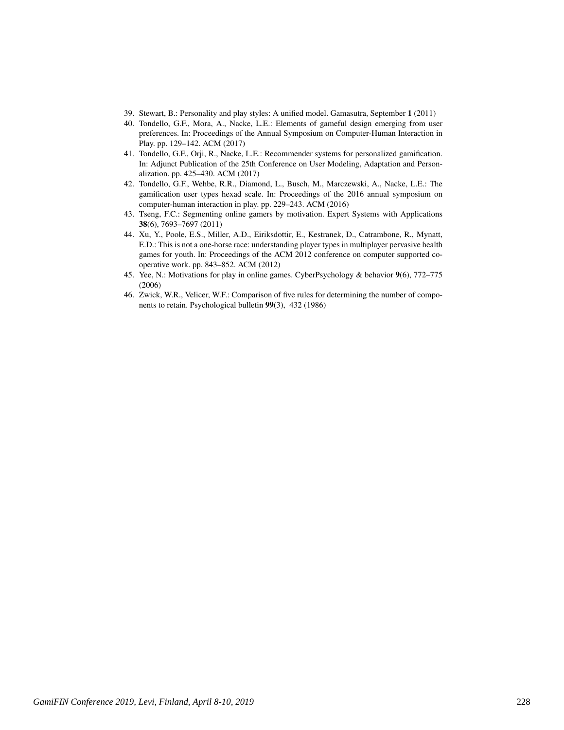39. Stewart, B.: Personality and play styles: A unified model. Gamasutra, September **1** (2011)
40. Tondello, G.F., Mora, A., Nacke, L.E.: Elements of gameful design emerging from user preferences. In: Proceedings of the Annual Symposium on Computer-Human Interaction in Play. pp. 129–142. ACM (2017)
41. Tondello, G.F., Orji, R., Nacke, L.E.: Recommender systems for personalized gamification. In: Adjunct Publication of the 25th Conference on User Modeling, Adaptation and Personalization. pp. 425–430. ACM (2017)
42. Tondello, G.F., Wehbe, R.R., Diamond, L., Busch, M., Marczewski, A., Nacke, L.E.: The gamification user types hexad scale. In: Proceedings of the 2016 annual symposium on computer-human interaction in play. pp. 229–243. ACM (2016)
43. Tseng, F.C.: Segmenting online gamers by motivation. Expert Systems with Applications **38**(6), 7693–7697 (2011)
44. Xu, Y., Poole, E.S., Miller, A.D., Eiriksdottir, E., Kestranek, D., Catrambone, R., Mynatt, E.D.: This is not a one-horse race: understanding player types in multiplayer pervasive health games for youth. In: Proceedings of the ACM 2012 conference on computer supported cooperative work. pp. 843–852. ACM (2012)
45. Yee, N.: Motivations for play in online games. CyberPsychology & behavior **9**(6), 772–775 (2006)
46. Zwick, W.R., Velicer, W.F.: Comparison of five rules for determining the number of components to retain. Psychological bulletin **99**(3), 432 (1986)